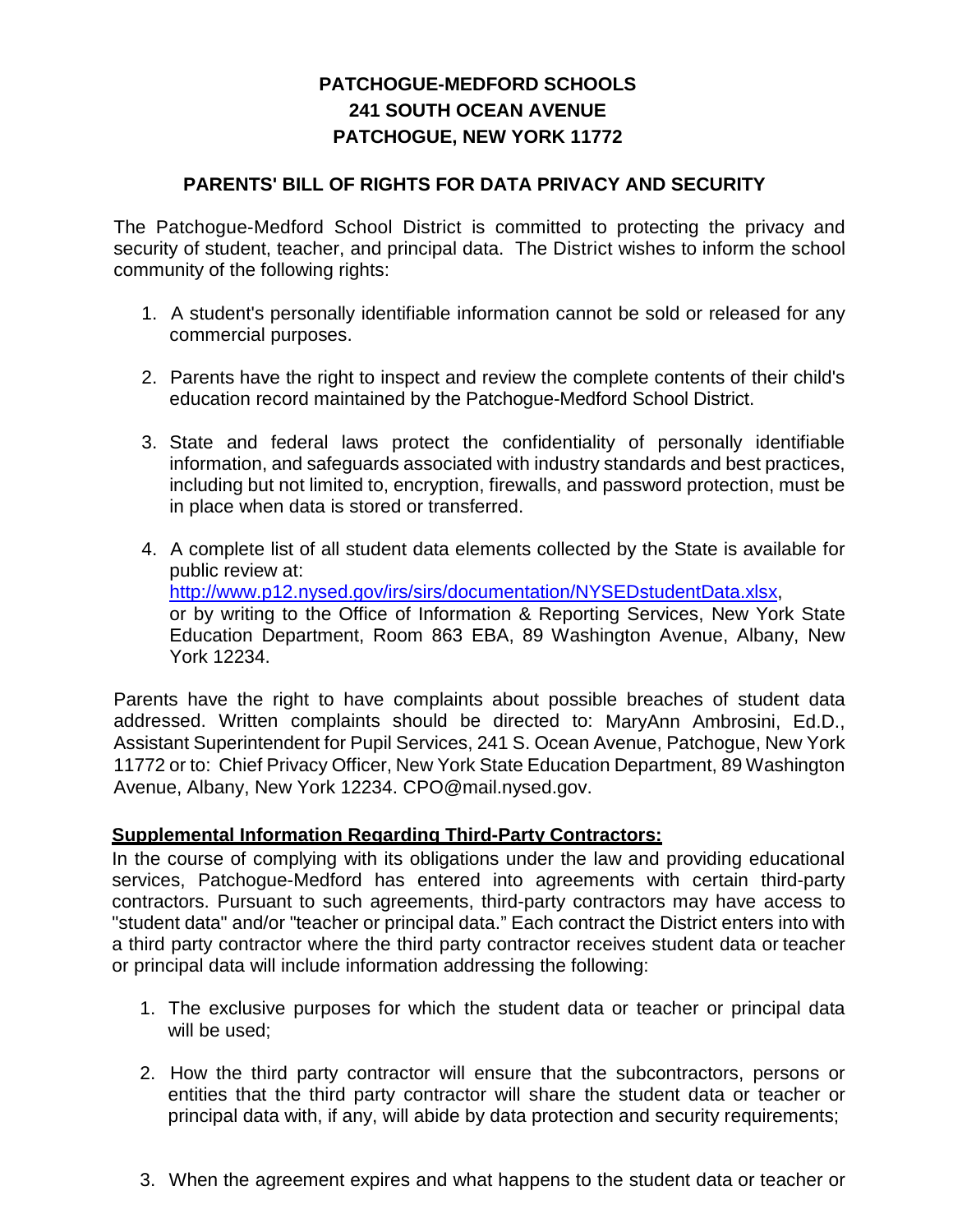# PATCHOGUE-MEDFORD SCHOOLS
# 241 SOUTH OCEAN AVENUE
# PATCHOGUE, NEW YORK 11772

## PARENTS' BILL OF RIGHTS FOR DATA PRIVACY AND SECURITY

The Patchogue-Medford School District is committed to protecting the privacy and security of student, teacher, and principal data. The District wishes to inform the school community of the following rights:

1. A student's personally identifiable information cannot be sold or released for any commercial purposes.

2. Parents have the right to inspect and review the complete contents of their child's education record maintained by the Patchogue-Medford School District.

3. State and federal laws protect the confidentiality of personally identifiable information, and safeguards associated with industry standards and best practices, including but not limited to, encryption, firewalls, and password protection, must be in place when data is stored or transferred.

4. A complete list of all student data elements collected by the State is available for public review at: [http://www.p12.nysed.gov/irs/sirs/documentation/NYSEDstudentData.xlsx](http://www.p12.nysed.gov/irs/sirs/documentation/NYSEDstudentData.xlsx), or by writing to the Office of Information & Reporting Services, New York State Education Department, Room 863 EBA, 89 Washington Avenue, Albany, New York 12234.

Parents have the right to have complaints about possible breaches of student data addressed. Written complaints should be directed to: MaryAnn Ambrosini, Ed.D., Assistant Superintendent for Pupil Services, 241 S. Ocean Avenue, Patchogue, New York 11772 or to: Chief Privacy Officer, New York State Education Department, 89 Washington Avenue, Albany, New York 12234. CPO@mail.nysed.gov.

**Supplemental Information Regarding Third-Party Contractors:**

In the course of complying with its obligations under the law and providing educational services, Patchogue-Medford has entered into agreements with certain third-party contractors. Pursuant to such agreements, third-party contractors may have access to "student data" and/or "teacher or principal data." Each contract the District enters into with a third party contractor where the third party contractor receives student data or teacher or principal data will include information addressing the following:

1. The exclusive purposes for which the student data or teacher or principal data will be used;

2. How the third party contractor will ensure that the subcontractors, persons or entities that the third party contractor will share the student data or teacher or principal data with, if any, will abide by data protection and security requirements;

3. When the agreement expires and what happens to the student data or teacher or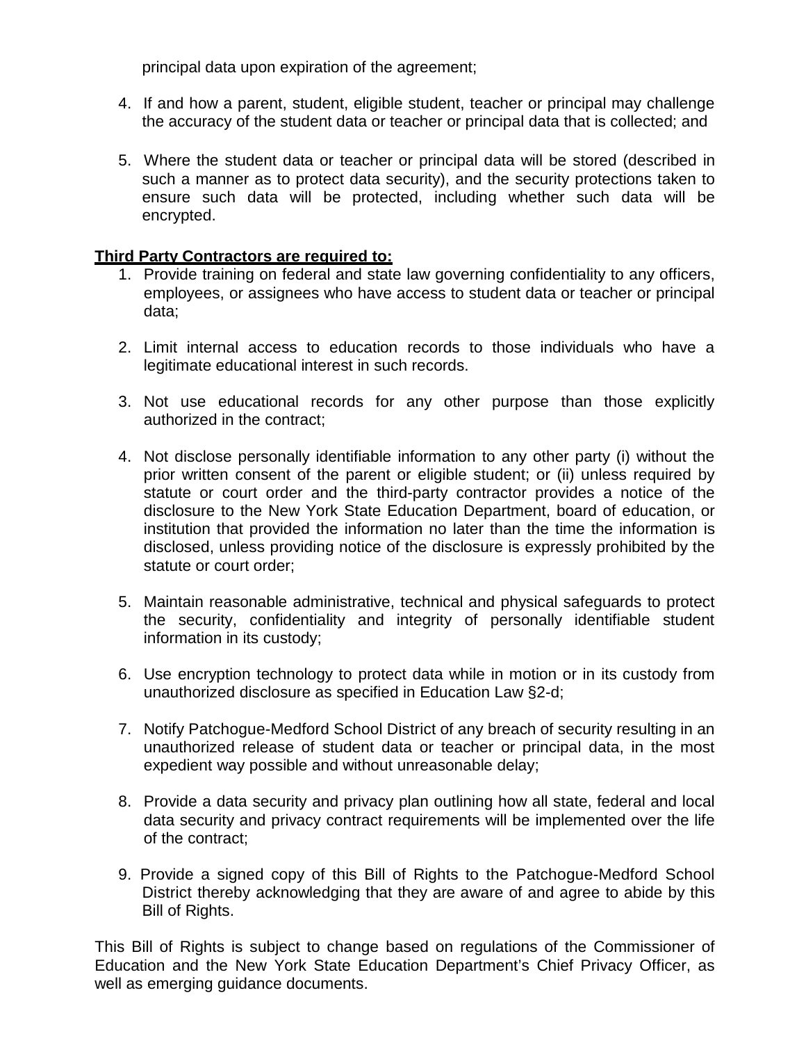principal data upon expiration of the agreement;

4. If and how a parent, student, eligible student, teacher or principal may challenge the accuracy of the student data or teacher or principal data that is collected; and

5. Where the student data or teacher or principal data will be stored (described in such a manner as to protect data security), and the security protections taken to ensure such data will be protected, including whether such data will be encrypted.

**Third Party Contractors are required to:**

1. Provide training on federal and state law governing confidentiality to any officers, employees, or assignees who have access to student data or teacher or principal data;

2. Limit internal access to education records to those individuals who have a legitimate educational interest in such records.

3. Not use educational records for any other purpose than those explicitly authorized in the contract;

4. Not disclose personally identifiable information to any other party (i) without the prior written consent of the parent or eligible student; or (ii) unless required by statute or court order and the third-party contractor provides a notice of the disclosure to the New York State Education Department, board of education, or institution that provided the information no later than the time the information is disclosed, unless providing notice of the disclosure is expressly prohibited by the statute or court order;

5. Maintain reasonable administrative, technical and physical safeguards to protect the security, confidentiality and integrity of personally identifiable student information in its custody;

6. Use encryption technology to protect data while in motion or in its custody from unauthorized disclosure as specified in Education Law §2-d;

7. Notify Patchogue-Medford School District of any breach of security resulting in an unauthorized release of student data or teacher or principal data, in the most expedient way possible and without unreasonable delay;

8. Provide a data security and privacy plan outlining how all state, federal and local data security and privacy contract requirements will be implemented over the life of the contract;

9. Provide a signed copy of this Bill of Rights to the Patchogue-Medford School District thereby acknowledging that they are aware of and agree to abide by this Bill of Rights.

This Bill of Rights is subject to change based on regulations of the Commissioner of Education and the New York State Education Department's Chief Privacy Officer, as well as emerging guidance documents.